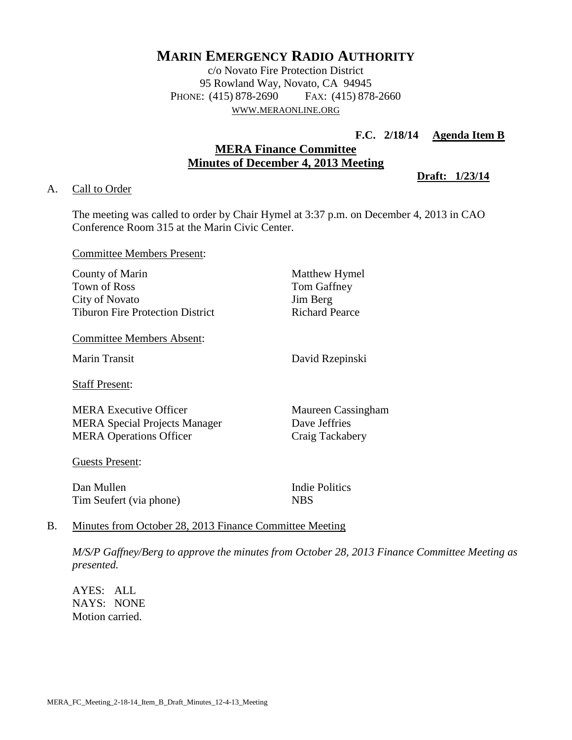# MARIN EMERGENCY RADIO AUTHORITY

c/o Novato Fire Protection District
95 Rowland Way, Novato, CA 94945
PHONE: (415) 878-2690 FAX: (415) 878-2660
WWW.MERAONLINE.ORG

**F.C. 2/18/14 Agenda Item B**

## MERA Finance Committee
## Minutes of December 4, 2013 Meeting

**Draft: 1/23/14**

A. Call to Order

The meeting was called to order by Chair Hymel at 3:37 p.m. on December 4, 2013 in CAO Conference Room 315 at the Marin Civic Center.

Committee Members Present:

| | |
|---|---|
| County of Marin | Matthew Hymel |
| Town of Ross | Tom Gaffney |
| City of Novato | Jim Berg |
| Tiburon Fire Protection District | Richard Pearce |

Committee Members Absent:

| | |
|---|---|
| Marin Transit | David Rzepinski |

Staff Present:

| | |
|---|---|
| MERA Executive Officer | Maureen Cassingham |
| MERA Special Projects Manager | Dave Jeffries |
| MERA Operations Officer | Craig Tackabery |

Guests Present:

| | |
|---|---|
| Dan Mullen | Indie Politics |
| Tim Seufert (via phone) | NBS |

B. Minutes from October 28, 2013 Finance Committee Meeting

*M/S/P Gaffney/Berg to approve the minutes from October 28, 2013 Finance Committee Meeting as presented.*

AYES: ALL
NAYS: NONE
Motion carried.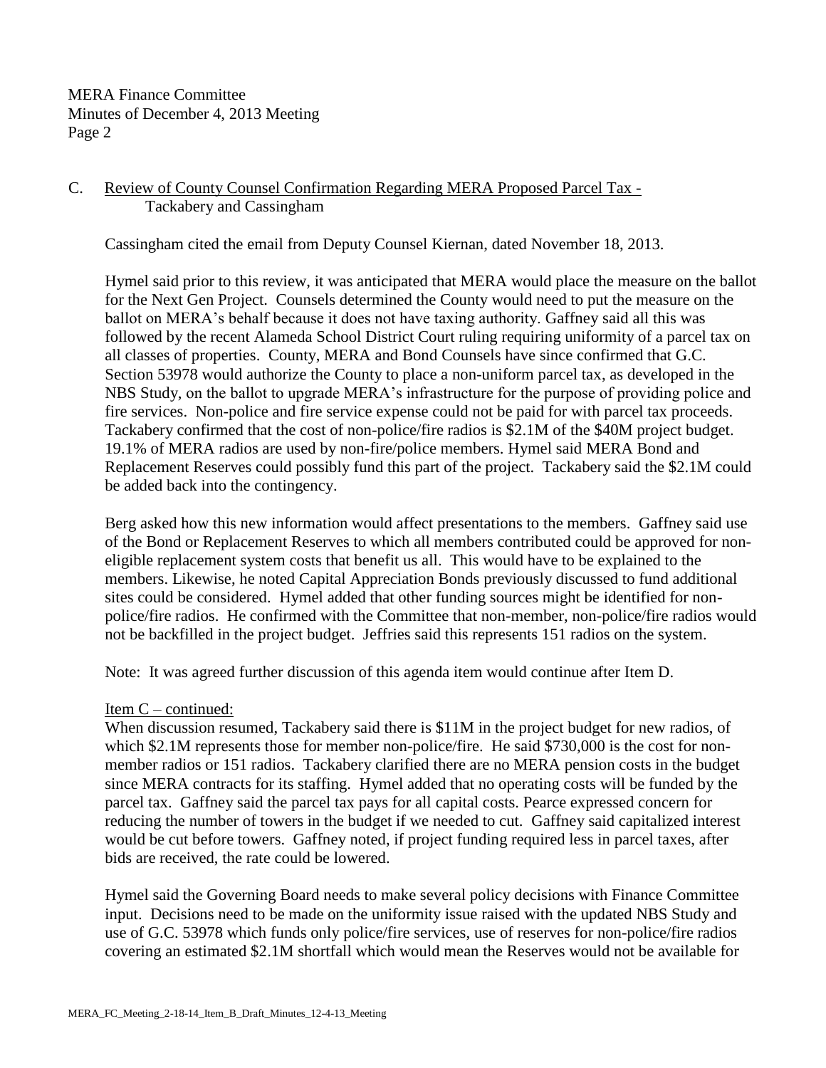C. <u>Review of County Counsel Confirmation Regarding MERA Proposed Parcel Tax -</u> Tackabery and Cassingham

Cassingham cited the email from Deputy Counsel Kiernan, dated November 18, 2013.

Hymel said prior to this review, it was anticipated that MERA would place the measure on the ballot for the Next Gen Project. Counsels determined the County would need to put the measure on the ballot on MERA's behalf because it does not have taxing authority. Gaffney said all this was followed by the recent Alameda School District Court ruling requiring uniformity of a parcel tax on all classes of properties. County, MERA and Bond Counsels have since confirmed that G.C. Section 53978 would authorize the County to place a non-uniform parcel tax, as developed in the NBS Study, on the ballot to upgrade MERA's infrastructure for the purpose of providing police and fire services. Non-police and fire service expense could not be paid for with parcel tax proceeds. Tackabery confirmed that the cost of non-police/fire radios is \$2.1M of the \$40M project budget. 19.1% of MERA radios are used by non-fire/police members. Hymel said MERA Bond and Replacement Reserves could possibly fund this part of the project. Tackabery said the \$2.1M could be added back into the contingency.

Berg asked how this new information would affect presentations to the members. Gaffney said use of the Bond or Replacement Reserves to which all members contributed could be approved for non-eligible replacement system costs that benefit us all. This would have to be explained to the members. Likewise, he noted Capital Appreciation Bonds previously discussed to fund additional sites could be considered. Hymel added that other funding sources might be identified for non-police/fire radios. He confirmed with the Committee that non-member, non-police/fire radios would not be backfilled in the project budget. Jeffries said this represents 151 radios on the system.

Note: It was agreed further discussion of this agenda item would continue after Item D.

<u>Item C – continued:</u>
When discussion resumed, Tackabery said there is \$11M in the project budget for new radios, of which \$2.1M represents those for member non-police/fire. He said \$730,000 is the cost for non-member radios or 151 radios. Tackabery clarified there are no MERA pension costs in the budget since MERA contracts for its staffing. Hymel added that no operating costs will be funded by the parcel tax. Gaffney said the parcel tax pays for all capital costs. Pearce expressed concern for reducing the number of towers in the budget if we needed to cut. Gaffney said capitalized interest would be cut before towers. Gaffney noted, if project funding required less in parcel taxes, after bids are received, the rate could be lowered.

Hymel said the Governing Board needs to make several policy decisions with Finance Committee input. Decisions need to be made on the uniformity issue raised with the updated NBS Study and use of G.C. 53978 which funds only police/fire services, use of reserves for non-police/fire radios covering an estimated \$2.1M shortfall which would mean the Reserves would not be available for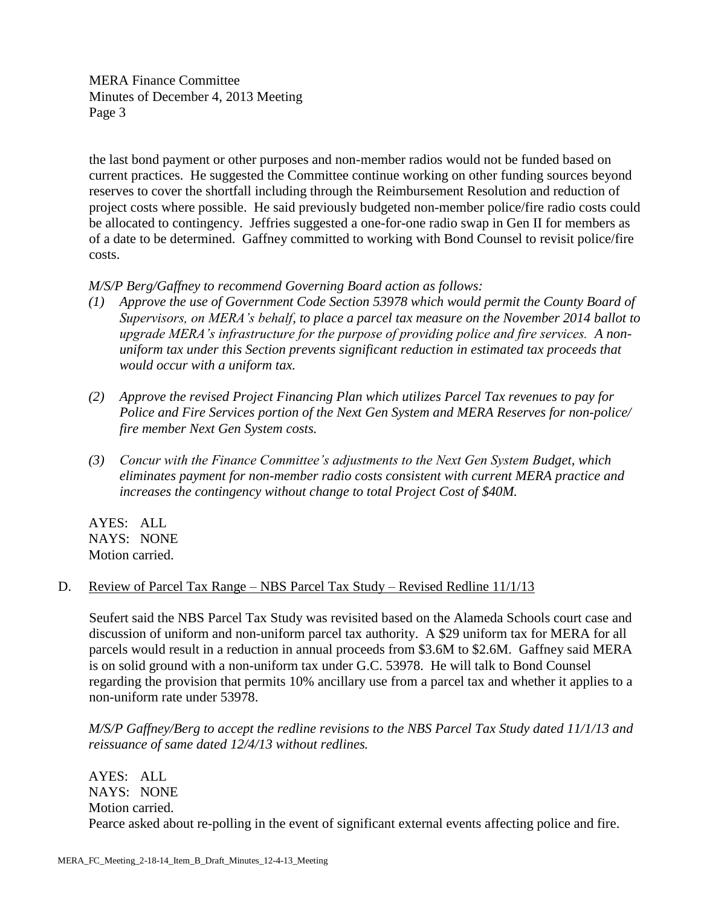the last bond payment or other purposes and non-member radios would not be funded based on current practices. He suggested the Committee continue working on other funding sources beyond reserves to cover the shortfall including through the Reimbursement Resolution and reduction of project costs where possible. He said previously budgeted non-member police/fire radio costs could be allocated to contingency. Jeffries suggested a one-for-one radio swap in Gen II for members as of a date to be determined. Gaffney committed to working with Bond Counsel to revisit police/fire costs.

*M/S/P Berg/Gaffney to recommend Governing Board action as follows:*

*(1) Approve the use of Government Code Section 53978 which would permit the County Board of Supervisors, on MERA's behalf, to place a parcel tax measure on the November 2014 ballot to upgrade MERA's infrastructure for the purpose of providing police and fire services. A non-uniform tax under this Section prevents significant reduction in estimated tax proceeds that would occur with a uniform tax.*

*(2) Approve the revised Project Financing Plan which utilizes Parcel Tax revenues to pay for Police and Fire Services portion of the Next Gen System and MERA Reserves for non-police/ fire member Next Gen System costs.*

*(3) Concur with the Finance Committee's adjustments to the Next Gen System Budget, which eliminates payment for non-member radio costs consistent with current MERA practice and increases the contingency without change to total Project Cost of $40M.*

AYES: ALL
NAYS: NONE
Motion carried.

D. Review of Parcel Tax Range – NBS Parcel Tax Study – Revised Redline 11/1/13

Seufert said the NBS Parcel Tax Study was revisited based on the Alameda Schools court case and discussion of uniform and non-uniform parcel tax authority. A $29 uniform tax for MERA for all parcels would result in a reduction in annual proceeds from $3.6M to $2.6M. Gaffney said MERA is on solid ground with a non-uniform tax under G.C. 53978. He will talk to Bond Counsel regarding the provision that permits 10% ancillary use from a parcel tax and whether it applies to a non-uniform rate under 53978.

*M/S/P Gaffney/Berg to accept the redline revisions to the NBS Parcel Tax Study dated 11/1/13 and reissuance of same dated 12/4/13 without redlines.*

AYES: ALL
NAYS: NONE
Motion carried.
Pearce asked about re-polling in the event of significant external events affecting police and fire.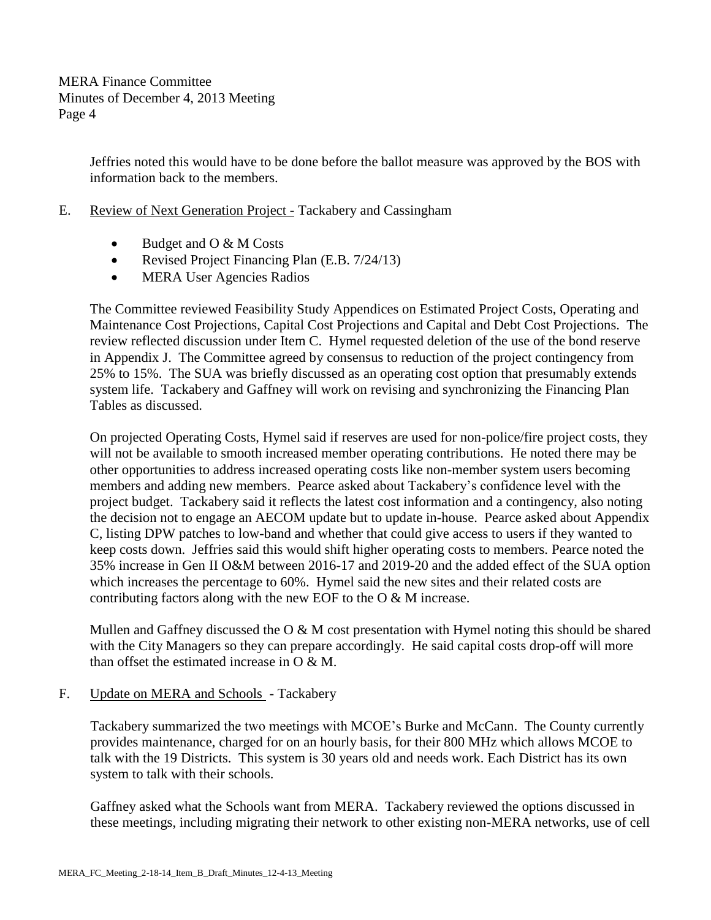Jeffries noted this would have to be done before the ballot measure was approved by the BOS with information back to the members.

E. Review of Next Generation Project - Tackabery and Cassingham

- Budget and O & M Costs
- Revised Project Financing Plan (E.B. 7/24/13)
- MERA User Agencies Radios

The Committee reviewed Feasibility Study Appendices on Estimated Project Costs, Operating and Maintenance Cost Projections, Capital Cost Projections and Capital and Debt Cost Projections. The review reflected discussion under Item C. Hymel requested deletion of the use of the bond reserve in Appendix J. The Committee agreed by consensus to reduction of the project contingency from 25% to 15%. The SUA was briefly discussed as an operating cost option that presumably extends system life. Tackabery and Gaffney will work on revising and synchronizing the Financing Plan Tables as discussed.

On projected Operating Costs, Hymel said if reserves are used for non-police/fire project costs, they will not be available to smooth increased member operating contributions. He noted there may be other opportunities to address increased operating costs like non-member system users becoming members and adding new members. Pearce asked about Tackabery's confidence level with the project budget. Tackabery said it reflects the latest cost information and a contingency, also noting the decision not to engage an AECOM update but to update in-house. Pearce asked about Appendix C, listing DPW patches to low-band and whether that could give access to users if they wanted to keep costs down. Jeffries said this would shift higher operating costs to members. Pearce noted the 35% increase in Gen II O&M between 2016-17 and 2019-20 and the added effect of the SUA option which increases the percentage to 60%. Hymel said the new sites and their related costs are contributing factors along with the new EOF to the O & M increase.

Mullen and Gaffney discussed the O & M cost presentation with Hymel noting this should be shared with the City Managers so they can prepare accordingly. He said capital costs drop-off will more than offset the estimated increase in O & M.

F. Update on MERA and Schools - Tackabery

Tackabery summarized the two meetings with MCOE's Burke and McCann. The County currently provides maintenance, charged for on an hourly basis, for their 800 MHz which allows MCOE to talk with the 19 Districts. This system is 30 years old and needs work. Each District has its own system to talk with their schools.

Gaffney asked what the Schools want from MERA. Tackabery reviewed the options discussed in these meetings, including migrating their network to other existing non-MERA networks, use of cell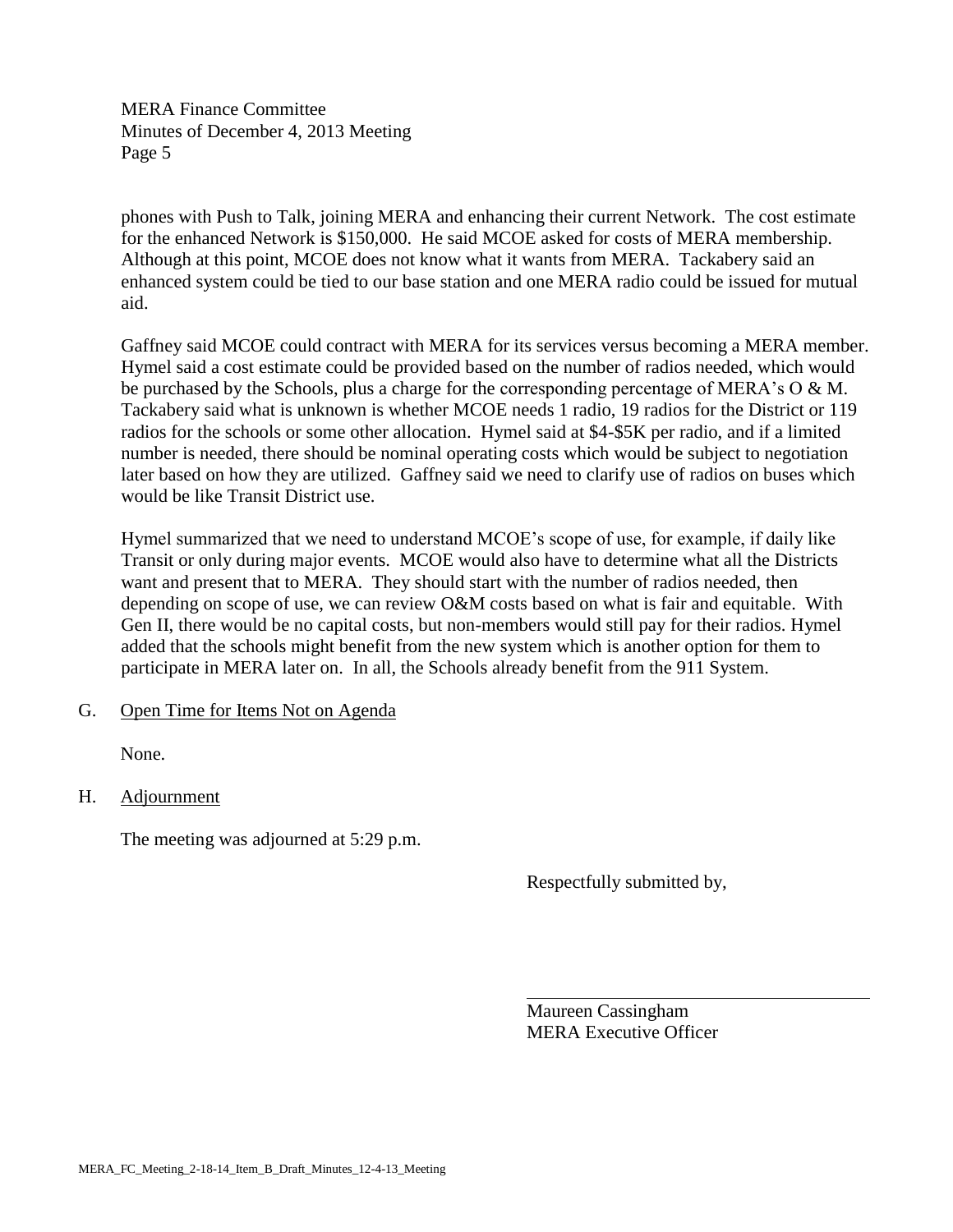phones with Push to Talk, joining MERA and enhancing their current Network. The cost estimate for the enhanced Network is $150,000. He said MCOE asked for costs of MERA membership. Although at this point, MCOE does not know what it wants from MERA. Tackabery said an enhanced system could be tied to our base station and one MERA radio could be issued for mutual aid.

Gaffney said MCOE could contract with MERA for its services versus becoming a MERA member. Hymel said a cost estimate could be provided based on the number of radios needed, which would be purchased by the Schools, plus a charge for the corresponding percentage of MERA's O & M. Tackabery said what is unknown is whether MCOE needs 1 radio, 19 radios for the District or 119 radios for the schools or some other allocation. Hymel said at $4-$5K per radio, and if a limited number is needed, there should be nominal operating costs which would be subject to negotiation later based on how they are utilized. Gaffney said we need to clarify use of radios on buses which would be like Transit District use.

Hymel summarized that we need to understand MCOE's scope of use, for example, if daily like Transit or only during major events. MCOE would also have to determine what all the Districts want and present that to MERA. They should start with the number of radios needed, then depending on scope of use, we can review O&M costs based on what is fair and equitable. With Gen II, there would be no capital costs, but non-members would still pay for their radios. Hymel added that the schools might benefit from the new system which is another option for them to participate in MERA later on. In all, the Schools already benefit from the 911 System.

G. Open Time for Items Not on Agenda

None.

H. Adjournment

The meeting was adjourned at 5:29 p.m.

Respectfully submitted by,

Maureen Cassingham
MERA Executive Officer